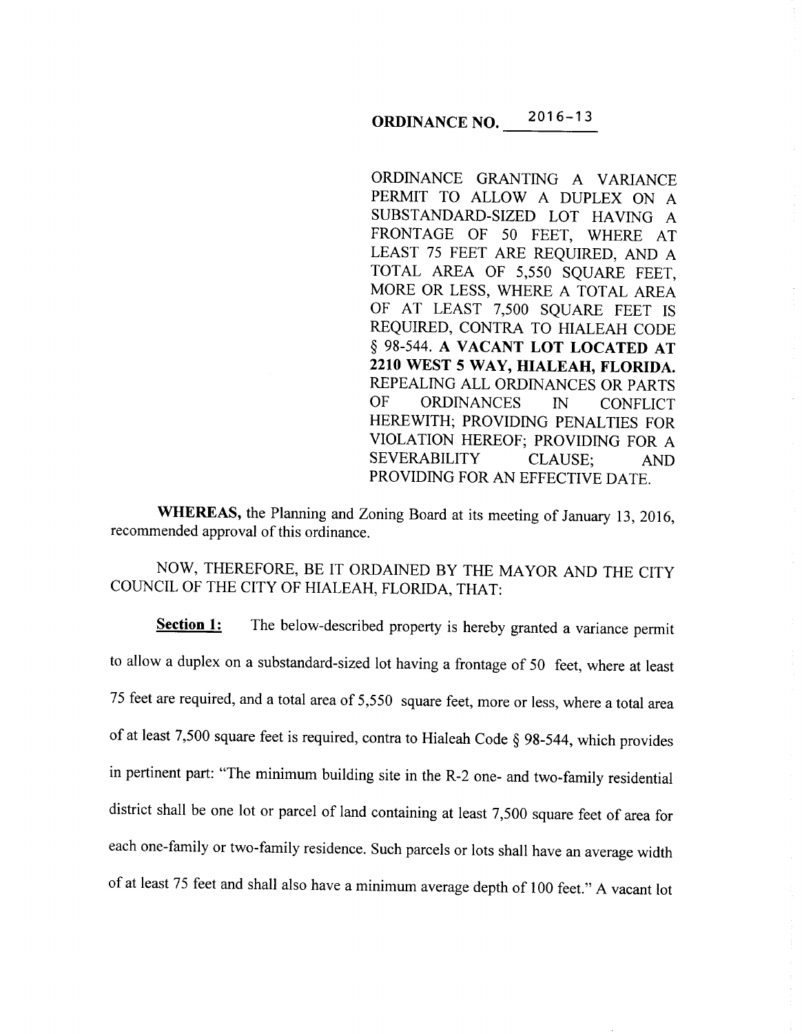**ORDINANCE NO. 2016-13**

ORDINANCE GRANTING A VARIANCE PERMIT TO ALLOW A DUPLEX ON A SUBSTANDARD-SIZED LOT HAVING A FRONTAGE OF 50 FEET, WHERE AT LEAST 75 FEET ARE REQUIRED, AND A TOTAL AREA OF 5,550 SQUARE FEET, MORE OR LESS, WHERE A TOTAL AREA OF AT LEAST 7,500 SQUARE FEET IS REQUIRED, CONTRA TO HIALEAH CODE § 98-544. **A VACANT LOT LOCATED AT 2210 WEST 5 WAY, HIALEAH, FLORIDA.** REPEALING ALL ORDINANCES OR PARTS OF ORDINANCES IN CONFLICT HEREWITH; PROVIDING PENALTIES FOR VIOLATION HEREOF; PROVIDING FOR A SEVERABILITY CLAUSE; AND PROVIDING FOR AN EFFECTIVE DATE.

**WHEREAS,** the Planning and Zoning Board at its meeting of January 13, 2016, recommended approval of this ordinance.

NOW, THEREFORE, BE IT ORDAINED BY THE MAYOR AND THE CITY COUNCIL OF THE CITY OF HIALEAH, FLORIDA, THAT:

**Section 1:** The below-described property is hereby granted a variance permit to allow a duplex on a substandard-sized lot having a frontage of 50 feet, where at least 75 feet are required, and a total area of 5,550 square feet, more or less, where a total area of at least 7,500 square feet is required, contra to Hialeah Code § 98-544, which provides in pertinent part: "The minimum building site in the R-2 one- and two-family residential district shall be one lot or parcel of land containing at least 7,500 square feet of area for each one-family or two-family residence. Such parcels or lots shall have an average width of at least 75 feet and shall also have a minimum average depth of 100 feet." A vacant lot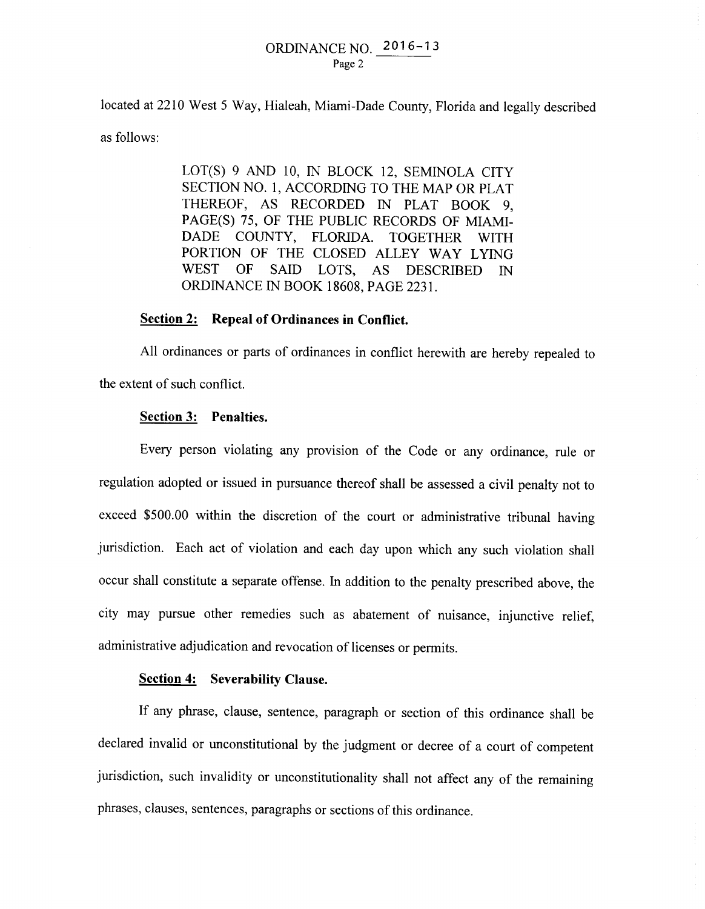located at 2210 West 5 Way, Hialeah, Miami-Dade County, Florida and legally described as follows:

> LOT(S) 9 AND 10, IN BLOCK 12, SEMINOLA CITY SECTION NO. 1, ACCORDING TO THE MAP OR PLAT THEREOF, AS RECORDED IN PLAT BOOK 9, PAGE(S) 75, OF THE PUBLIC RECORDS OF MIAMI-DADE COUNTY, FLORIDA. TOGETHER WITH PORTION OF THE CLOSED ALLEY WAY LYING WEST OF SAID LOTS, AS DESCRIBED IN ORDINANCE IN BOOK 18608, PAGE 2231.

**Section 2: Repeal of Ordinances in Conflict.**

All ordinances or parts of ordinances in conflict herewith are hereby repealed to the extent of such conflict.

**Section 3: Penalties.**

Every person violating any provision of the Code or any ordinance, rule or regulation adopted or issued in pursuance thereof shall be assessed a civil penalty not to exceed $500.00 within the discretion of the court or administrative tribunal having jurisdiction. Each act of violation and each day upon which any such violation shall occur shall constitute a separate offense. In addition to the penalty prescribed above, the city may pursue other remedies such as abatement of nuisance, injunctive relief, administrative adjudication and revocation of licenses or permits.

**Section 4: Severability Clause.**

If any phrase, clause, sentence, paragraph or section of this ordinance shall be declared invalid or unconstitutional by the judgment or decree of a court of competent jurisdiction, such invalidity or unconstitutionality shall not affect any of the remaining phrases, clauses, sentences, paragraphs or sections of this ordinance.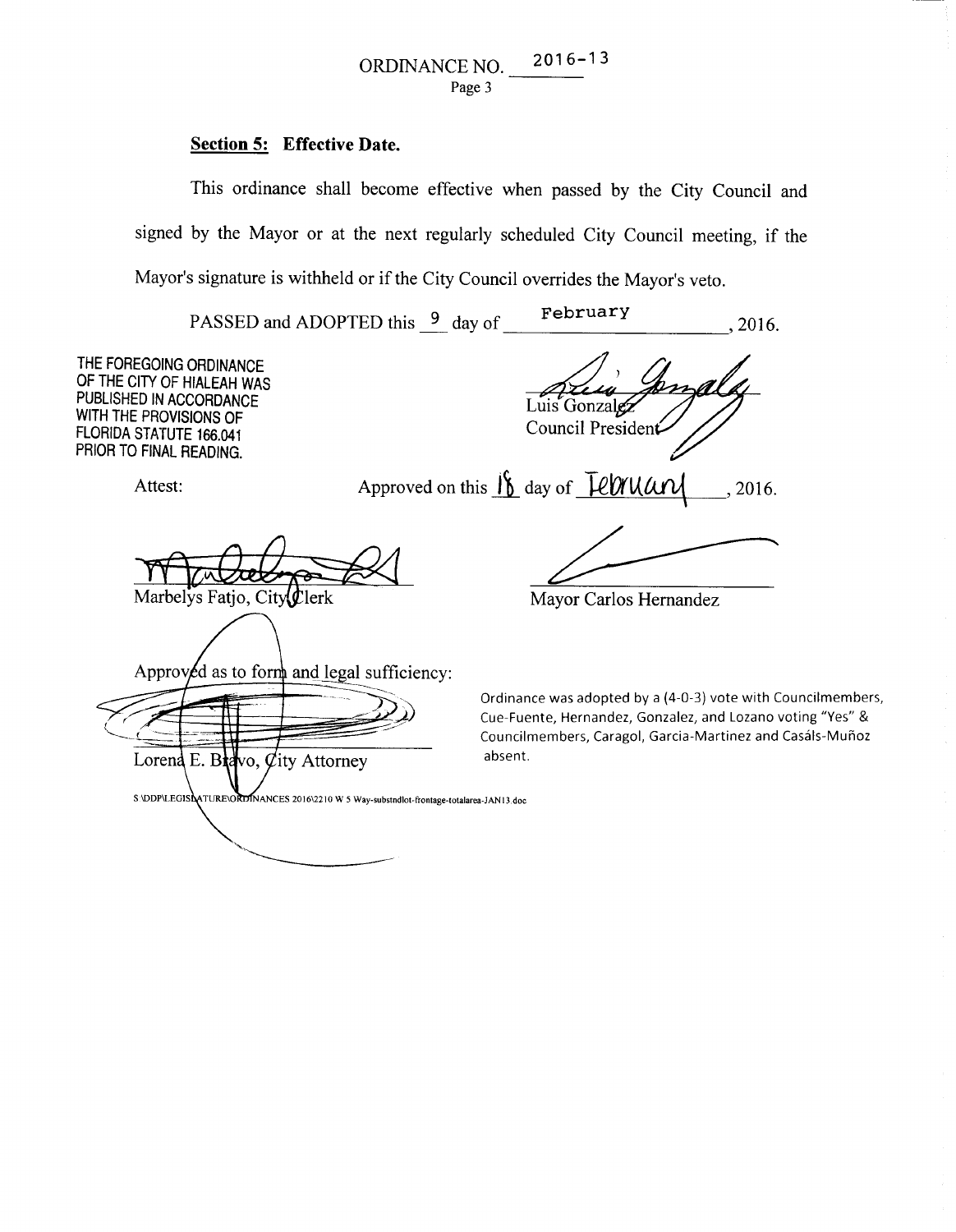ORDINANCE NO. 2016-13

Page 3

**Section 5: Effective Date.**

This ordinance shall become effective when passed by the City Council and signed by the Mayor or at the next regularly scheduled City Council meeting, if the Mayor's signature is withheld or if the City Council overrides the Mayor's veto.

PASSED and ADOPTED this 9 day of February, 2016.

THE FOREGOING ORDINANCE OF THE CITY OF HIALEAH WAS PUBLISHED IN ACCORDANCE WITH THE PROVISIONS OF FLORIDA STATUTE 166.041 PRIOR TO FINAL READING.

Luis Gonzalez
Council President

Attest:

Approved on this 18 day of February, 2016.

Marbelys Fatjo, City Clerk

Mayor Carlos Hernandez

Approved as to form and legal sufficiency:

Lorena E. Bravo, City Attorney

S:\DDP\LEGISLATURE\ORDINANCES 2016\2210 W 5 Way-substndlot-frontage-totalarea-JAN13.doc

Ordinance was adopted by a (4-0-3) vote with Councilmembers, Cue-Fuente, Hernandez, Gonzalez, and Lozano voting "Yes" & Councilmembers, Caragol, Garcia-Martinez and Casáls-Muñoz absent.